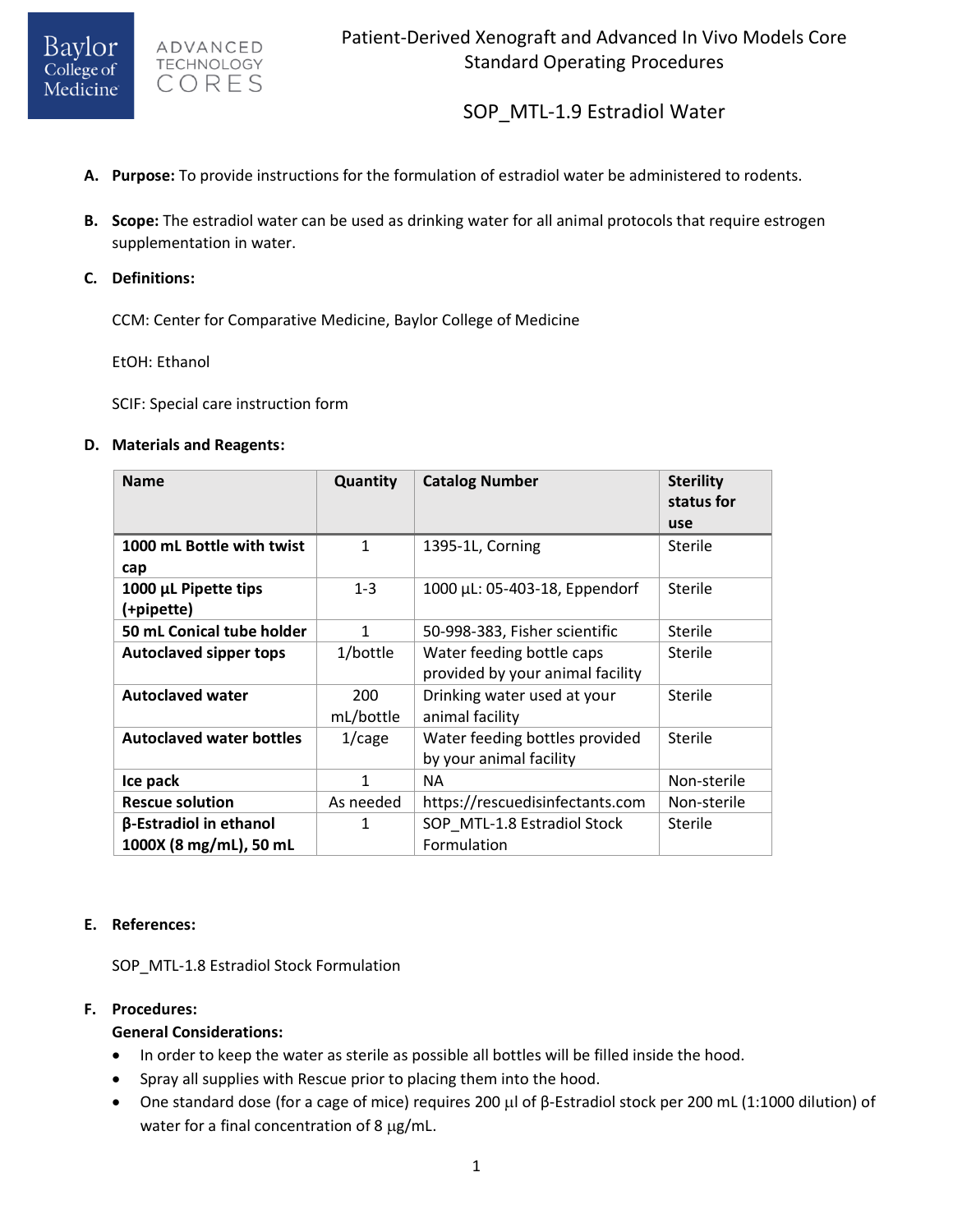Patient-Derived Xenograft and Advanced In Vivo Models Core
Standard Operating Procedures

# SOP_MTL-1.9 Estradiol Water

**A. Purpose:** To provide instructions for the formulation of estradiol water be administered to rodents.

**B. Scope:** The estradiol water can be used as drinking water for all animal protocols that require estrogen supplementation in water.

**C. Definitions:**

CCM: Center for Comparative Medicine, Baylor College of Medicine

EtOH: Ethanol

SCIF: Special care instruction form

**D. Materials and Reagents:**

| Name | Quantity | Catalog Number | Sterility status for use |
|---|---|---|---|
| **1000 mL Bottle with twist cap** | 1 | 1395-1L, Corning | Sterile |
| **1000 µL Pipette tips (+pipette)** | 1-3 | 1000 µL: 05-403-18, Eppendorf | Sterile |
| **50 mL Conical tube holder** | 1 | 50-998-383, Fisher scientific | Sterile |
| **Autoclaved sipper tops** | 1/bottle | Water feeding bottle caps provided by your animal facility | Sterile |
| **Autoclaved water** | 200 mL/bottle | Drinking water used at your animal facility | Sterile |
| **Autoclaved water bottles** | 1/cage | Water feeding bottles provided by your animal facility | Sterile |
| **Ice pack** | 1 | NA | Non-sterile |
| **Rescue solution** | As needed | https://rescuedisinfectants.com | Non-sterile |
| **β-Estradiol in ethanol 1000X (8 mg/mL), 50 mL** | 1 | SOP_MTL-1.8 Estradiol Stock Formulation | Sterile |

**E. References:**

SOP_MTL-1.8 Estradiol Stock Formulation

**F. Procedures:**

**General Considerations:**

- In order to keep the water as sterile as possible all bottles will be filled inside the hood.
- Spray all supplies with Rescue prior to placing them into the hood.
- One standard dose (for a cage of mice) requires 200 µl of β-Estradiol stock per 200 mL (1:1000 dilution) of water for a final concentration of 8 µg/mL.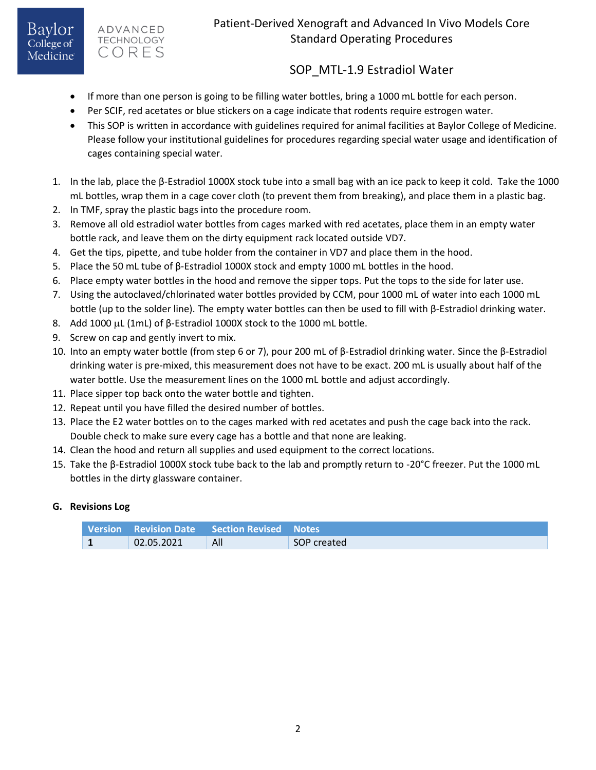- If more than one person is going to be filling water bottles, bring a 1000 mL bottle for each person.
- Per SCIF, red acetates or blue stickers on a cage indicate that rodents require estrogen water.
- This SOP is written in accordance with guidelines required for animal facilities at Baylor College of Medicine. Please follow your institutional guidelines for procedures regarding special water usage and identification of cages containing special water.

1. In the lab, place the β-Estradiol 1000X stock tube into a small bag with an ice pack to keep it cold. Take the 1000 mL bottles, wrap them in a cage cover cloth (to prevent them from breaking), and place them in a plastic bag.
2. In TMF, spray the plastic bags into the procedure room.
3. Remove all old estradiol water bottles from cages marked with red acetates, place them in an empty water bottle rack, and leave them on the dirty equipment rack located outside VD7.
4. Get the tips, pipette, and tube holder from the container in VD7 and place them in the hood.
5. Place the 50 mL tube of β-Estradiol 1000X stock and empty 1000 mL bottles in the hood.
6. Place empty water bottles in the hood and remove the sipper tops. Put the tops to the side for later use.
7. Using the autoclaved/chlorinated water bottles provided by CCM, pour 1000 mL of water into each 1000 mL bottle (up to the solder line). The empty water bottles can then be used to fill with β-Estradiol drinking water.
8. Add 1000 µL (1mL) of β-Estradiol 1000X stock to the 1000 mL bottle.
9. Screw on cap and gently invert to mix.
10. Into an empty water bottle (from step 6 or 7), pour 200 mL of β-Estradiol drinking water. Since the β-Estradiol drinking water is pre-mixed, this measurement does not have to be exact. 200 mL is usually about half of the water bottle. Use the measurement lines on the 1000 mL bottle and adjust accordingly.
11. Place sipper top back onto the water bottle and tighten.
12. Repeat until you have filled the desired number of bottles.
13. Place the E2 water bottles on to the cages marked with red acetates and push the cage back into the rack. Double check to make sure every cage has a bottle and that none are leaking.
14. Clean the hood and return all supplies and used equipment to the correct locations.
15. Take the β-Estradiol 1000X stock tube back to the lab and promptly return to -20°C freezer. Put the 1000 mL bottles in the dirty glassware container.

## G. Revisions Log

| Version | Revision Date | Section Revised | Notes |
|---|---|---|---|
| **1** | 02.05.2021 | All | SOP created |